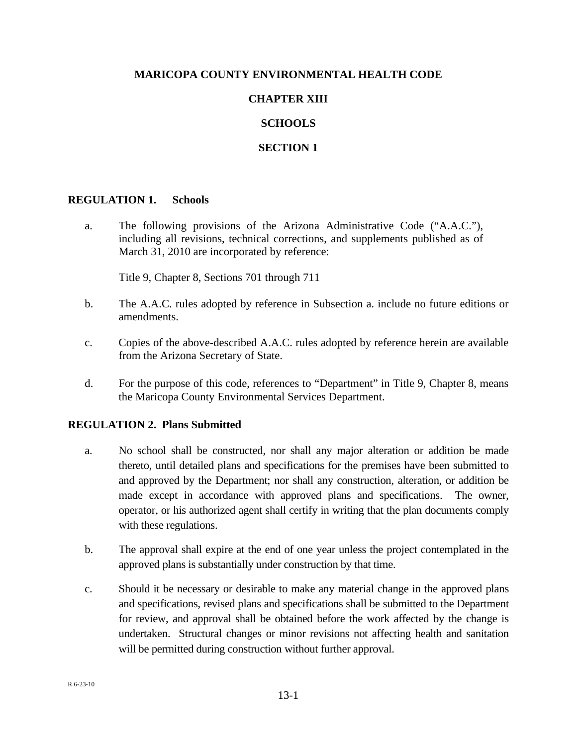# MARICOPA COUNTY ENVIRONMENTAL HEALTH CODE

# CHAPTER XIII

# SCHOOLS

## SECTION 1

### REGULATION 1. Schools

a. The following provisions of the Arizona Administrative Code ("A.A.C."), including all revisions, technical corrections, and supplements published as of March 31, 2010 are incorporated by reference:

   Title 9, Chapter 8, Sections 701 through 711

b. The A.A.C. rules adopted by reference in Subsection a. include no future editions or amendments.

c. Copies of the above-described A.A.C. rules adopted by reference herein are available from the Arizona Secretary of State.

d. For the purpose of this code, references to "Department" in Title 9, Chapter 8, means the Maricopa County Environmental Services Department.

### REGULATION 2. Plans Submitted

a. No school shall be constructed, nor shall any major alteration or addition be made thereto, until detailed plans and specifications for the premises have been submitted to and approved by the Department; nor shall any construction, alteration, or addition be made except in accordance with approved plans and specifications. The owner, operator, or his authorized agent shall certify in writing that the plan documents comply with these regulations.

b. The approval shall expire at the end of one year unless the project contemplated in the approved plans is substantially under construction by that time.

c. Should it be necessary or desirable to make any material change in the approved plans and specifications, revised plans and specifications shall be submitted to the Department for review, and approval shall be obtained before the work affected by the change is undertaken. Structural changes or minor revisions not affecting health and sanitation will be permitted during construction without further approval.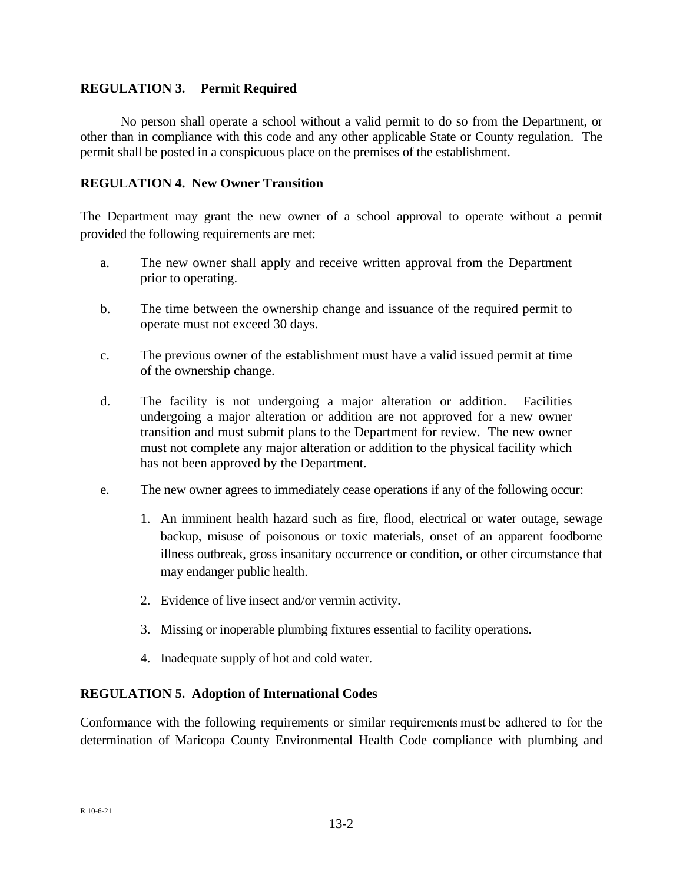### REGULATION 3. Permit Required

No person shall operate a school without a valid permit to do so from the Department, or other than in compliance with this code and any other applicable State or County regulation. The permit shall be posted in a conspicuous place on the premises of the establishment.

### REGULATION 4. New Owner Transition

The Department may grant the new owner of a school approval to operate without a permit provided the following requirements are met:

a. The new owner shall apply and receive written approval from the Department prior to operating.

b. The time between the ownership change and issuance of the required permit to operate must not exceed 30 days.

c. The previous owner of the establishment must have a valid issued permit at time of the ownership change.

d. The facility is not undergoing a major alteration or addition. Facilities undergoing a major alteration or addition are not approved for a new owner transition and must submit plans to the Department for review. The new owner must not complete any major alteration or addition to the physical facility which has not been approved by the Department.

e. The new owner agrees to immediately cease operations if any of the following occur:

   1. An imminent health hazard such as fire, flood, electrical or water outage, sewage backup, misuse of poisonous or toxic materials, onset of an apparent foodborne illness outbreak, gross insanitary occurrence or condition, or other circumstance that may endanger public health.

   2. Evidence of live insect and/or vermin activity.

   3. Missing or inoperable plumbing fixtures essential to facility operations.

   4. Inadequate supply of hot and cold water.

### REGULATION 5. Adoption of International Codes

Conformance with the following requirements or similar requirements must be adhered to for the determination of Maricopa County Environmental Health Code compliance with plumbing and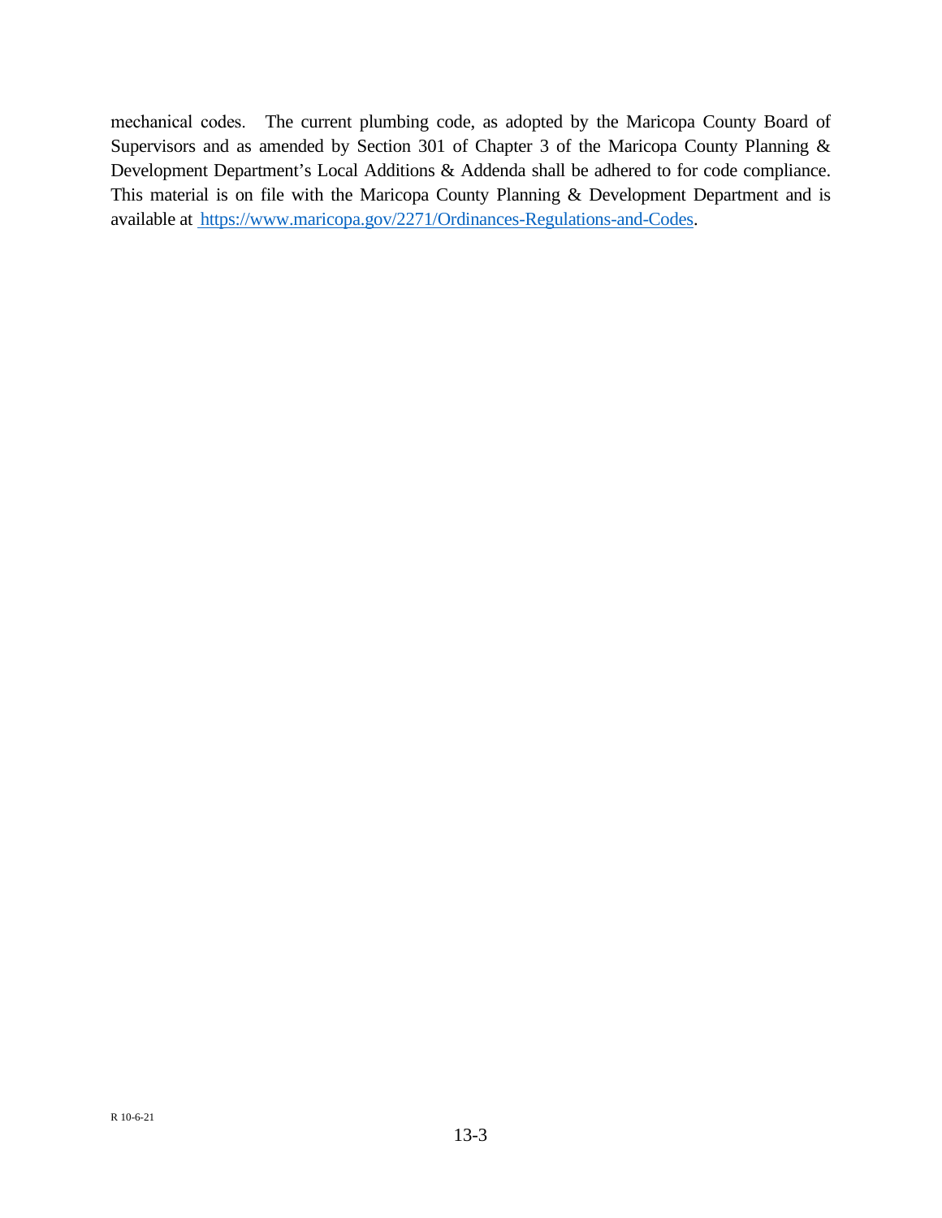mechanical codes. The current plumbing code, as adopted by the Maricopa County Board of Supervisors and as amended by Section 301 of Chapter 3 of the Maricopa County Planning & Development Department's Local Additions & Addenda shall be adhered to for code compliance. This material is on file with the Maricopa County Planning & Development Department and is available at [https://www.maricopa.gov/2271/Ordinances-Regulations-and-Codes](https://www.maricopa.gov/2271/Ordinances-Regulations-and-Codes).

R 10-6-21